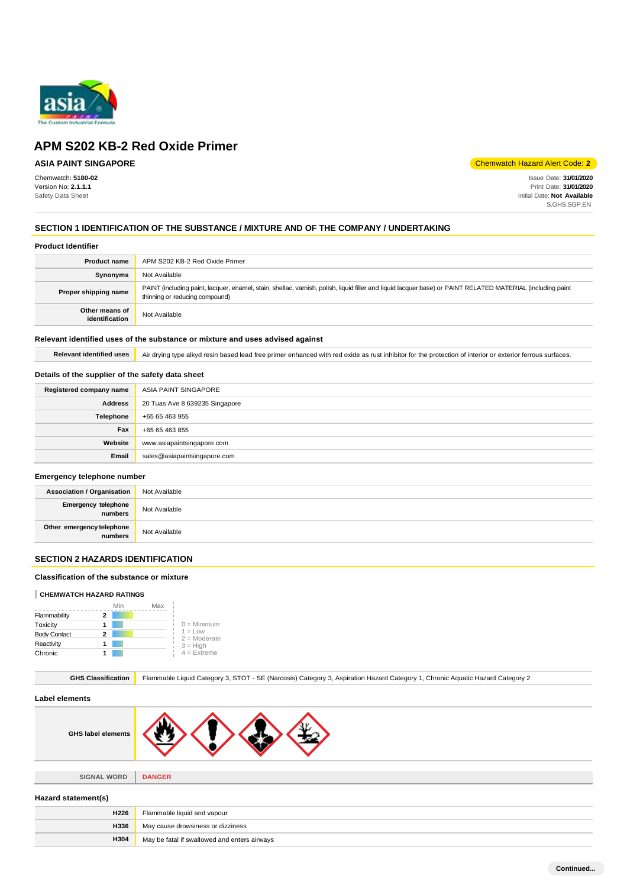# APM S202 KB-2 Red Oxide Primer

**ASIA PAINT SINGAPORE**

Chemwatch Hazard Alert Code: **2**

Chemwatch: **5180-02**
Version No: **2.1.1.1**
Safety Data Sheet

Issue Date: **31/01/2020**
Print Date: **31/01/2020**
Initial Date: **Not Available**
S.GHS.SGP.EN

## SECTION 1 IDENTIFICATION OF THE SUBSTANCE / MIXTURE AND OF THE COMPANY / UNDERTAKING

### Product Identifier

| | |
|---|---|
| **Product name** | APM S202 KB-2 Red Oxide Primer |
| **Synonyms** | Not Available |
| **Proper shipping name** | PAINT (including paint, lacquer, enamel, stain, shellac, varnish, polish, liquid filler and liquid lacquer base) or PAINT RELATED MATERIAL (including paint thinning or reducing compound) |
| **Other means of identification** | Not Available |

### Relevant identified uses of the substance or mixture and uses advised against

| | |
|---|---|
| **Relevant identified uses** | Air drying type alkyd resin based lead free primer enhanced with red oxide as rust inhibitor for the protection of interior or exterior ferrous surfaces. |

### Details of the supplier of the safety data sheet

| | |
|---|---|
| **Registered company name** | ASIA PAINT SINGAPORE |
| **Address** | 20 Tuas Ave 8 639235 Singapore |
| **Telephone** | +65 65 463 955 |
| **Fax** | +65 65 463 855 |
| **Website** | www.asiapaintsingapore.com |
| **Email** | sales@asiapaintsingapore.com |

### Emergency telephone number

| | |
|---|---|
| **Association / Organisation** | Not Available |
| **Emergency telephone numbers** | Not Available |
| **Other emergency telephone numbers** | Not Available |

## SECTION 2 HAZARDS IDENTIFICATION

### Classification of the substance or mixture

**CHEMWATCH HAZARD RATINGS**

| | Rating |
|---|---|
| Flammability | 2 |
| Toxicity | 1 |
| Body Contact | 2 |
| Reactivity | 1 |
| Chronic | 1 |

0 = Minimum
1 = Low
2 = Moderate
3 = High
4 = Extreme

| | |
|---|---|
| **GHS Classification** | Flammable Liquid Category 3, STOT - SE (Narcosis) Category 3, Aspiration Hazard Category 1, Chronic Aquatic Hazard Category 2 |

### Label elements

| | |
|---|---|
| **GHS label elements** | |
| **SIGNAL WORD** | **DANGER** |

### Hazard statement(s)

| | |
|---|---|
| **H226** | Flammable liquid and vapour |
| **H336** | May cause drowsiness or dizziness |
| **H304** | May be fatal if swallowed and enters airways |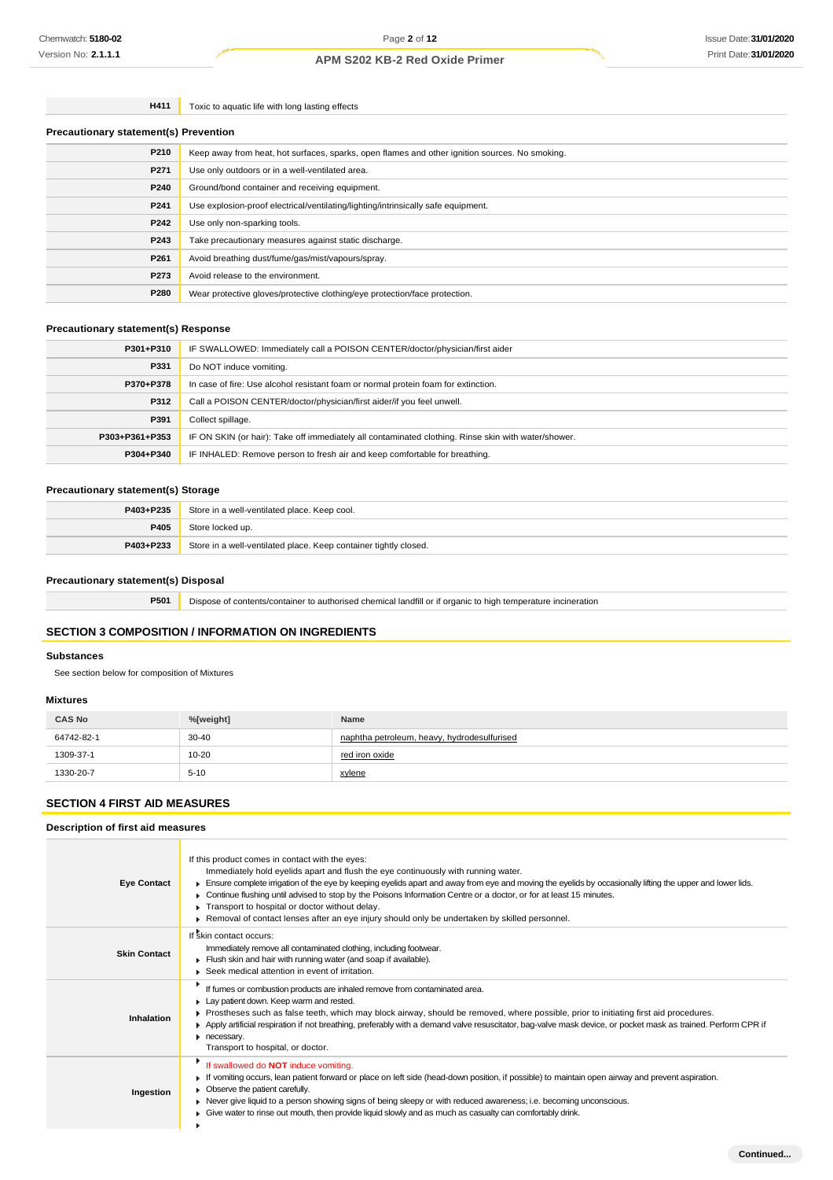| | |
|---|---|
| H411 | Toxic to aquatic life with long lasting effects |

### Precautionary statement(s) Prevention

| | |
|---|---|
| P210 | Keep away from heat, hot surfaces, sparks, open flames and other ignition sources. No smoking. |
| P271 | Use only outdoors or in a well-ventilated area. |
| P240 | Ground/bond container and receiving equipment. |
| P241 | Use explosion-proof electrical/ventilating/lighting/intrinsically safe equipment. |
| P242 | Use only non-sparking tools. |
| P243 | Take precautionary measures against static discharge. |
| P261 | Avoid breathing dust/fume/gas/mist/vapours/spray. |
| P273 | Avoid release to the environment. |
| P280 | Wear protective gloves/protective clothing/eye protection/face protection. |

### Precautionary statement(s) Response

| | |
|---|---|
| P301+P310 | IF SWALLOWED: Immediately call a POISON CENTER/doctor/physician/first aider |
| P331 | Do NOT induce vomiting. |
| P370+P378 | In case of fire: Use alcohol resistant foam or normal protein foam for extinction. |
| P312 | Call a POISON CENTER/doctor/physician/first aider/if you feel unwell. |
| P391 | Collect spillage. |
| P303+P361+P353 | IF ON SKIN (or hair): Take off immediately all contaminated clothing. Rinse skin with water/shower. |
| P304+P340 | IF INHALED: Remove person to fresh air and keep comfortable for breathing. |

### Precautionary statement(s) Storage

| | |
|---|---|
| P403+P235 | Store in a well-ventilated place. Keep cool. |
| P405 | Store locked up. |
| P403+P233 | Store in a well-ventilated place. Keep container tightly closed. |

### Precautionary statement(s) Disposal

| | |
|---|---|
| P501 | Dispose of contents/container to authorised chemical landfill or if organic to high temperature incineration |

## SECTION 3 COMPOSITION / INFORMATION ON INGREDIENTS

### Substances

See section below for composition of Mixtures

### Mixtures

| CAS No | %[weight] | Name |
|---|---|---|
| 64742-82-1 | 30-40 | naphtha petroleum, heavy, hydrodesulfurised |
| 1309-37-1 | 10-20 | red iron oxide |
| 1330-20-7 | 5-10 | xylene |

## SECTION 4 FIRST AID MEASURES

### Description of first aid measures

| | |
|---|---|
| Eye Contact | If this product comes in contact with the eyes:<br>Immediately hold eyelids apart and flush the eye continuously with running water.<br>▸ Ensure complete irrigation of the eye by keeping eyelids apart and away from eye and moving the eyelids by occasionally lifting the upper and lower lids.<br>▸ Continue flushing until advised to stop by the Poisons Information Centre or a doctor, or for at least 15 minutes.<br>▸ Transport to hospital or doctor without delay.<br>▸ Removal of contact lenses after an eye injury should only be undertaken by skilled personnel. |
| Skin Contact | If skin contact occurs:<br>Immediately remove all contaminated clothing, including footwear.<br>▸ Flush skin and hair with running water (and soap if available).<br>▸ Seek medical attention in event of irritation. |
| Inhalation | ▸ If fumes or combustion products are inhaled remove from contaminated area.<br>▸ Lay patient down. Keep warm and rested.<br>▸ Prostheses such as false teeth, which may block airway, should be removed, where possible, prior to initiating first aid procedures.<br>▸ Apply artificial respiration if not breathing, preferably with a demand valve resuscitator, bag-valve mask device, or pocket mask as trained. Perform CPR if necessary.<br>Transport to hospital, or doctor. |
| Ingestion | ▸ If swallowed do **NOT** induce vomiting.<br>▸ If vomiting occurs, lean patient forward or place on left side (head-down position, if possible) to maintain open airway and prevent aspiration.<br>▸ Observe the patient carefully.<br>▸ Never give liquid to a person showing signs of being sleepy or with reduced awareness; i.e. becoming unconscious.<br>▸ Give water to rinse out mouth, then provide liquid slowly and as much as casualty can comfortably drink. |

Continued...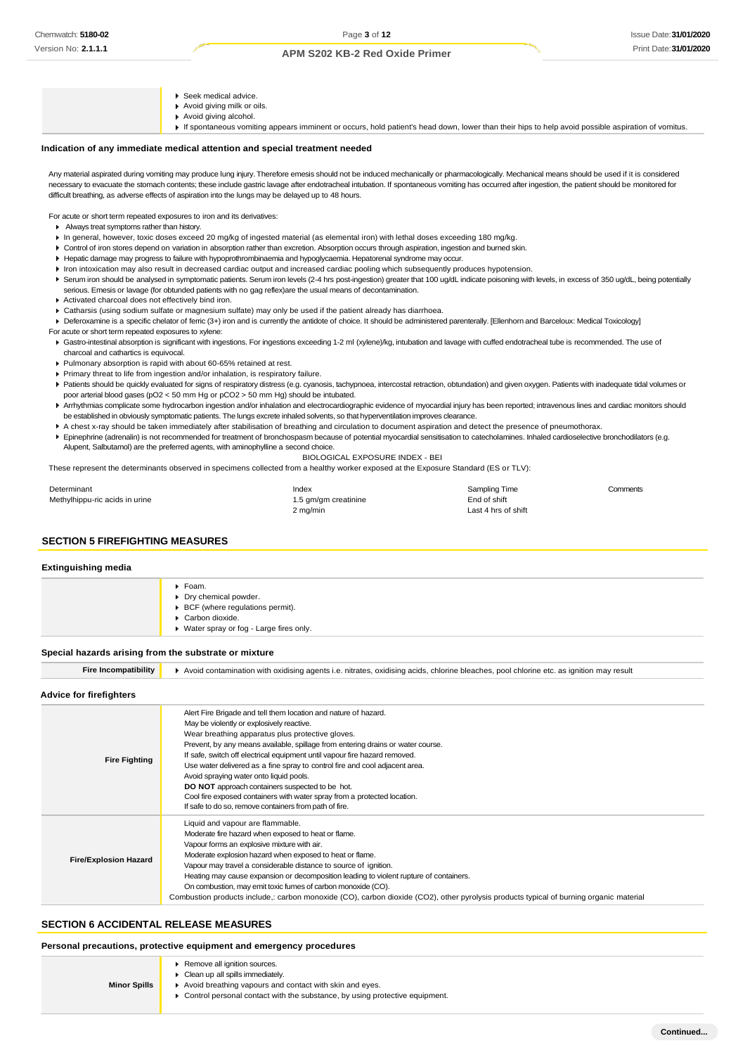| | |
|---|---|
| | ▸ Seek medical advice.<br>▸ Avoid giving milk or oils.<br>▸ Avoid giving alcohol.<br>▸ If spontaneous vomiting appears imminent or occurs, hold patient's head down, lower than their hips to help avoid possible aspiration of vomitus. |

### Indication of any immediate medical attention and special treatment needed

Any material aspirated during vomiting may produce lung injury. Therefore emesis should not be induced mechanically or pharmacologically. Mechanical means should be used if it is considered necessary to evacuate the stomach contents; these include gastric lavage after endotracheal intubation. If spontaneous vomiting has occurred after ingestion, the patient should be monitored for difficult breathing, as adverse effects of aspiration into the lungs may be delayed up to 48 hours.

For acute or short term repeated exposures to iron and its derivatives:

- Always treat symptoms rather than history.
- In general, however, toxic doses exceed 20 mg/kg of ingested material (as elemental iron) with lethal doses exceeding 180 mg/kg.
- Control of iron stores depend on variation in absorption rather than excretion. Absorption occurs through aspiration, ingestion and burned skin.
- Hepatic damage may progress to failure with hypoprothrombinaemia and hypoglycaemia. Hepatorenal syndrome may occur.
- Iron intoxication may also result in decreased cardiac output and increased cardiac pooling which subsequently produces hypotension.
- Serum iron should be analysed in symptomatic patients. Serum iron levels (2-4 hrs post-ingestion) greater that 100 ug/dL indicate poisoning with levels, in excess of 350 ug/dL, being potentially serious. Emesis or lavage (for obtunded patients with no gag reflex)are the usual means of decontamination.
- Activated charcoal does not effectively bind iron.
- Catharsis (using sodium sulfate or magnesium sulfate) may only be used if the patient already has diarrhoea.
- Deferoxamine is a specific chelator of ferric (3+) iron and is currently the antidote of choice. It should be administered parenterally. [Ellenhorn and Barceloux: Medical Toxicology]

For acute or short term repeated exposures to xylene:

- Gastro-intestinal absorption is significant with ingestions. For ingestions exceeding 1-2 ml (xylene)/kg, intubation and lavage with cuffed endotracheal tube is recommended. The use of charcoal and cathartics is equivocal.
- Pulmonary absorption is rapid with about 60-65% retained at rest.
- Primary threat to life from ingestion and/or inhalation, is respiratory failure.
- Patients should be quickly evaluated for signs of respiratory distress (e.g. cyanosis, tachypnoea, intercostal retraction, obtundation) and given oxygen. Patients with inadequate tidal volumes or poor arterial blood gases ($pO_2$ < 50 mm Hg or $pCO_2$ > 50 mm Hg) should be intubated.
- Arrhythmias complicate some hydrocarbon ingestion and/or inhalation and electrocardiographic evidence of myocardial injury has been reported; intravenous lines and cardiac monitors should be established in obviously symptomatic patients. The lungs excrete inhaled solvents, so that hyperventilation improves clearance.
- A chest x-ray should be taken immediately after stabilisation of breathing and circulation to document aspiration and detect the presence of pneumothorax.
- Epinephrine (adrenalin) is not recommended for treatment of bronchospasm because of potential myocardial sensitisation to catecholamines. Inhaled cardioselective bronchodilators (e.g. Alupent, Salbutamol) are the preferred agents, with aminophylline a second choice.

BIOLOGICAL EXPOSURE INDEX - BEI

These represent the determinants observed in specimens collected from a healthy worker exposed at the Exposure Standard (ES or TLV):

| Determinant | Index | Sampling Time | Comments |
|---|---|---|---|
| Methylhippu-ric acids in urine | 1.5 gm/gm creatinine | End of shift | |
| | 2 mg/min | Last 4 hrs of shift | |

## SECTION 5 FIREFIGHTING MEASURES

### Extinguishing media

| | |
|---|---|
| | ▸ Foam.<br>▸ Dry chemical powder.<br>▸ BCF (where regulations permit).<br>▸ Carbon dioxide.<br>▸ Water spray or fog - Large fires only. |

### Special hazards arising from the substrate or mixture

| | |
|---|---|
| **Fire Incompatibility** | ▸ Avoid contamination with oxidising agents i.e. nitrates, oxidising acids, chlorine bleaches, pool chlorine etc. as ignition may result |

### Advice for firefighters

| | |
|---|---|
| **Fire Fighting** | Alert Fire Brigade and tell them location and nature of hazard.<br>May be violently or explosively reactive.<br>Wear breathing apparatus plus protective gloves.<br>Prevent, by any means available, spillage from entering drains or water course.<br>If safe, switch off electrical equipment until vapour fire hazard removed.<br>Use water delivered as a fine spray to control fire and cool adjacent area.<br>Avoid spraying water onto liquid pools.<br>**DO NOT** approach containers suspected to be hot.<br>Cool fire exposed containers with water spray from a protected location.<br>If safe to do so, remove containers from path of fire. |
| **Fire/Explosion Hazard** | Liquid and vapour are flammable.<br>Moderate fire hazard when exposed to heat or flame.<br>Vapour forms an explosive mixture with air.<br>Moderate explosion hazard when exposed to heat or flame.<br>Vapour may travel a considerable distance to source of ignition.<br>Heating may cause expansion or decomposition leading to violent rupture of containers.<br>On combustion, may emit toxic fumes of carbon monoxide (CO).<br>Combustion products include,: carbon monoxide (CO), carbon dioxide ($CO_2$), other pyrolysis products typical of burning organic material |

## SECTION 6 ACCIDENTAL RELEASE MEASURES

### Personal precautions, protective equipment and emergency procedures

| | |
|---|---|
| **Minor Spills** | ▸ Remove all ignition sources.<br>▸ Clean up all spills immediately.<br>▸ Avoid breathing vapours and contact with skin and eyes.<br>▸ Control personal contact with the substance, by using protective equipment. |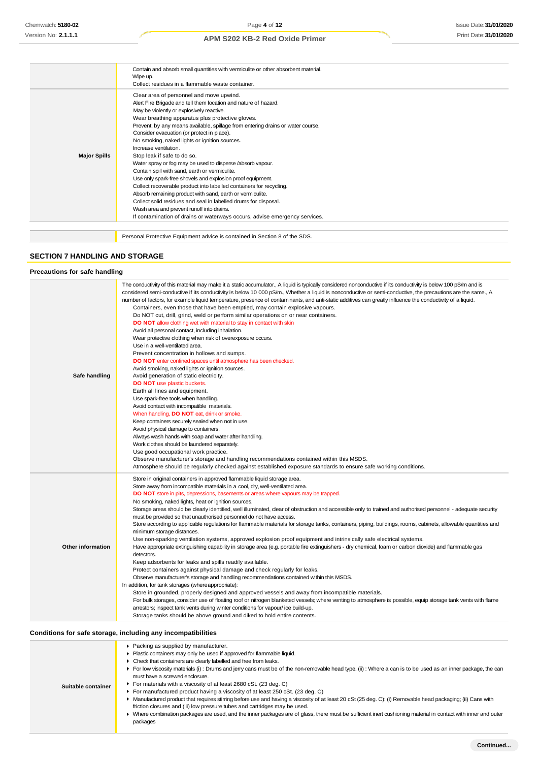| | |
|---|---|
| | Contain and absorb small quantities with vermiculite or other absorbent material.<br>Wipe up.<br>Collect residues in a flammable waste container. |
| **Major Spills** | Clear area of personnel and move upwind.<br>Alert Fire Brigade and tell them location and nature of hazard.<br>May be violently or explosively reactive.<br>Wear breathing apparatus plus protective gloves.<br>Prevent, by any means available, spillage from entering drains or water course.<br>Consider evacuation (or protect in place).<br>No smoking, naked lights or ignition sources.<br>Increase ventilation.<br>Stop leak if safe to do so.<br>Water spray or fog may be used to disperse /absorb vapour.<br>Contain spill with sand, earth or vermiculite.<br>Use only spark-free shovels and explosion proof equipment.<br>Collect recoverable product into labelled containers for recycling.<br>Absorb remaining product with sand, earth or vermiculite.<br>Collect solid residues and seal in labelled drums for disposal.<br>Wash area and prevent runoff into drains.<br>If contamination of drains or waterways occurs, advise emergency services. |

| | |
|---|---|
| | Personal Protective Equipment advice is contained in Section 8 of the SDS. |

## SECTION 7 HANDLING AND STORAGE

### Precautions for safe handling

| | |
|---|---|
| **Safe handling** | The conductivity of this material may make it a static accumulator., A liquid is typically considered nonconductive if its conductivity is below 100 pS/m and is considered semi-conductive if its conductivity is below 10 000 pS/m., Whether a liquid is nonconductive or semi-conductive, the precautions are the same., A number of factors, for example liquid temperature, presence of contaminants, and anti-static additives can greatly influence the conductivity of a liquid.<br>Containers, even those that have been emptied, may contain explosive vapours.<br>Do NOT cut, drill, grind, weld or perform similar operations on or near containers.<br>**DO NOT** allow clothing wet with material to stay in contact with skin<br>Avoid all personal contact, including inhalation.<br>Wear protective clothing when risk of overexposure occurs.<br>Use in a well-ventilated area.<br>Prevent concentration in hollows and sumps.<br>**DO NOT** enter confined spaces until atmosphere has been checked.<br>Avoid smoking, naked lights or ignition sources.<br>Avoid generation of static electricity.<br>**DO NOT** use plastic buckets.<br>Earth all lines and equipment.<br>Use spark-free tools when handling.<br>Avoid contact with incompatible materials.<br>When handling, **DO NOT** eat, drink or smoke.<br>Keep containers securely sealed when not in use.<br>Avoid physical damage to containers.<br>Always wash hands with soap and water after handling.<br>Work clothes should be laundered separately.<br>Use good occupational work practice.<br>Observe manufacturer's storage and handling recommendations contained within this MSDS.<br>Atmosphere should be regularly checked against established exposure standards to ensure safe working conditions. |
| **Other information** | Store in original containers in approved flammable liquid storage area.<br>Store away from incompatible materials in a cool, dry, well-ventilated area.<br>**DO NOT** store in pits, depressions, basements or areas where vapours may be trapped.<br>No smoking, naked lights, heat or ignition sources.<br>Storage areas should be clearly identified, well illuminated, clear of obstruction and accessible only to trained and authorised personnel - adequate security must be provided so that unauthorised personnel do not have access.<br>Store according to applicable regulations for flammable materials for storage tanks, containers, piping, buildings, rooms, cabinets, allowable quantities and minimum storage distances.<br>Use non-sparking ventilation systems, approved explosion proof equipment and intrinsically safe electrical systems.<br>Have appropriate extinguishing capability in storage area (e.g. portable fire extinguishers - dry chemical, foam or carbon dioxide) and flammable gas detectors.<br>Keep adsorbents for leaks and spills readily available.<br>Protect containers against physical damage and check regularly for leaks.<br>Observe manufacturer's storage and handling recommendations contained within this MSDS.<br>In addition, for tank storages (whereappropriate):<br>Store in grounded, properly designed and approved vessels and away from incompatible materials.<br>For bulk storages, consider use of floating roof or nitrogen blanketed vessels; where venting to atmosphere is possible, equip storage tank vents with flame arrestors; inspect tank vents during winter conditions for vapour/ ice build-up.<br>Storage tanks should be above ground and diked to hold entire contents. |

### Conditions for safe storage, including any incompatibilities

| | |
|---|---|
| **Suitable container** | ▸ Packing as supplied by manufacturer.<br>▸ Plastic containers may only be used if approved for flammable liquid.<br>▸ Check that containers are clearly labelled and free from leaks.<br>▸ For low viscosity materials (i) : Drums and jerry cans must be of the non-removable head type. (ii) : Where a can is to be used as an inner package, the can must have a screwed enclosure.<br>▸ For materials with a viscosity of at least 2680 cSt. (23 deg. C)<br>▸ For manufactured product having a viscosity of at least 250 cSt. (23 deg. C)<br>▸ Manufactured product that requires stirring before use and having a viscosity of at least 20 cSt (25 deg. C): (i) Removable head packaging; (ii) Cans with friction closures and (iii) low pressure tubes and cartridges may be used.<br>▸ Where combination packages are used, and the inner packages are of glass, there must be sufficient inert cushioning material in contact with inner and outer packages |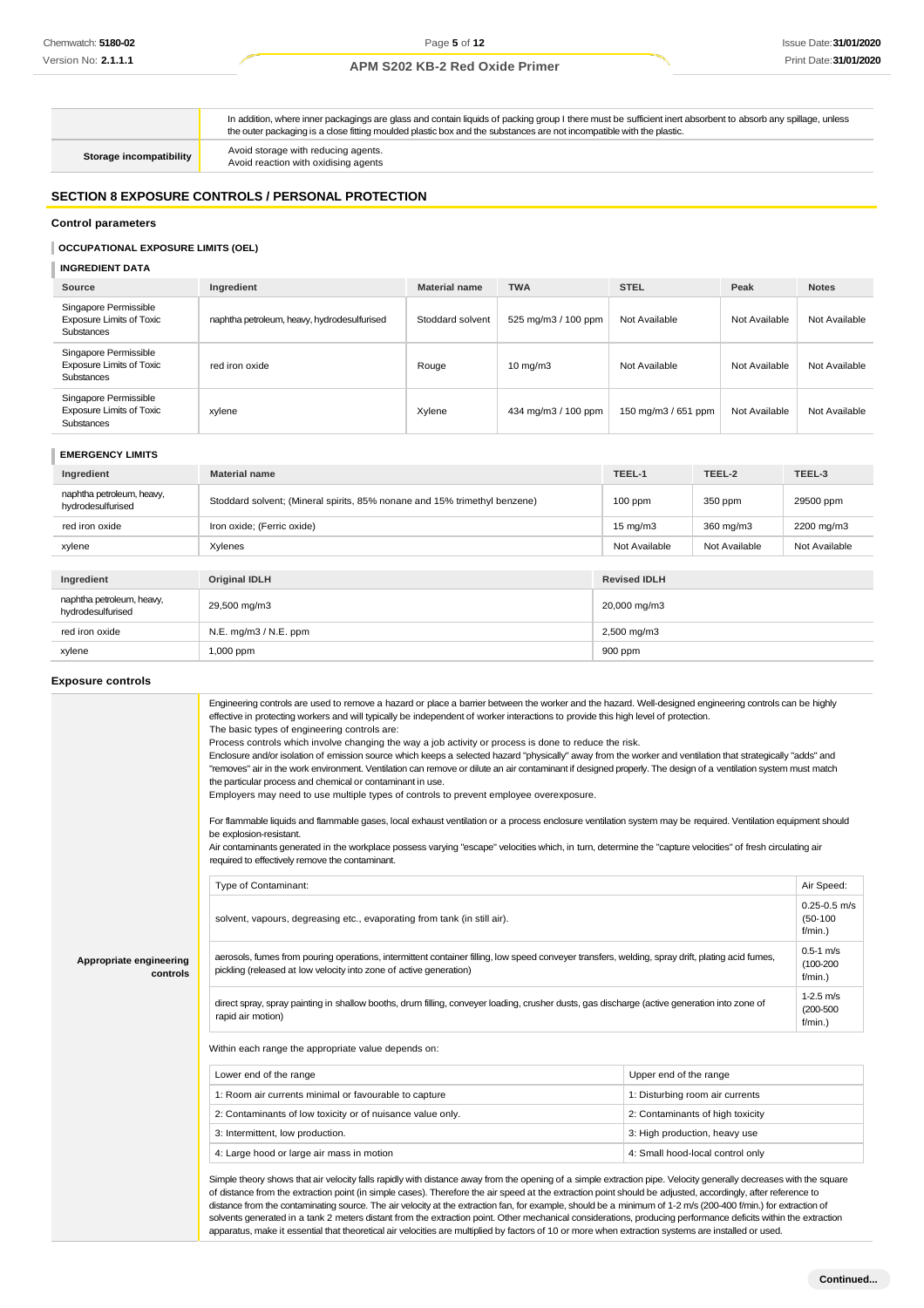| | |
|---|---|
| | In addition, where inner packagings are glass and contain liquids of packing group I there must be sufficient inert absorbent to absorb any spillage, unless the outer packaging is a close fitting moulded plastic box and the substances are not incompatible with the plastic. |
| **Storage incompatibility** | Avoid storage with reducing agents.<br>Avoid reaction with oxidising agents |

## SECTION 8 EXPOSURE CONTROLS / PERSONAL PROTECTION

### Control parameters

#### OCCUPATIONAL EXPOSURE LIMITS (OEL)

##### INGREDIENT DATA

| Source | Ingredient | Material name | TWA | STEL | Peak | Notes |
|---|---|---|---|---|---|---|
| Singapore Permissible Exposure Limits of Toxic Substances | naphtha petroleum, heavy, hydrodesulfurised | Stoddard solvent | 525 mg/m3 / 100 ppm | Not Available | Not Available | Not Available |
| Singapore Permissible Exposure Limits of Toxic Substances | red iron oxide | Rouge | 10 mg/m3 | Not Available | Not Available | Not Available |
| Singapore Permissible Exposure Limits of Toxic Substances | xylene | Xylene | 434 mg/m3 / 100 ppm | 150 mg/m3 / 651 ppm | Not Available | Not Available |

##### EMERGENCY LIMITS

| Ingredient | Material name | TEEL-1 | TEEL-2 | TEEL-3 |
|---|---|---|---|---|
| naphtha petroleum, heavy, hydrodesulfurised | Stoddard solvent; (Mineral spirits, 85% nonane and 15% trimethyl benzene) | 100 ppm | 350 ppm | 29500 ppm |
| red iron oxide | Iron oxide; (Ferric oxide) | 15 mg/m3 | 360 mg/m3 | 2200 mg/m3 |
| xylene | Xylenes | Not Available | Not Available | Not Available |

| Ingredient | Original IDLH | Revised IDLH |
|---|---|---|
| naphtha petroleum, heavy, hydrodesulfurised | 29,500 mg/m3 | 20,000 mg/m3 |
| red iron oxide | N.E. mg/m3 / N.E. ppm | 2,500 mg/m3 |
| xylene | 1,000 ppm | 900 ppm |

### Exposure controls

**Appropriate engineering controls**

Engineering controls are used to remove a hazard or place a barrier between the worker and the hazard. Well-designed engineering controls can be highly effective in protecting workers and will typically be independent of worker interactions to provide this high level of protection.
The basic types of engineering controls are:
Process controls which involve changing the way a job activity or process is done to reduce the risk.
Enclosure and/or isolation of emission source which keeps a selected hazard "physically" away from the worker and ventilation that strategically "adds" and "removes" air in the work environment. Ventilation can remove or dilute an air contaminant if designed properly. The design of a ventilation system must match the particular process and chemical or contaminant in use.
Employers may need to use multiple types of controls to prevent employee overexposure.

For flammable liquids and flammable gases, local exhaust ventilation or a process enclosure ventilation system may be required. Ventilation equipment should be explosion-resistant.
Air contaminants generated in the workplace possess varying "escape" velocities which, in turn, determine the "capture velocities" of fresh circulating air required to effectively remove the contaminant.

| Type of Contaminant: | Air Speed: |
|---|---|
| solvent, vapours, degreasing etc., evaporating from tank (in still air). | 0.25-0.5 m/s (50-100 f/min.) |
| aerosols, fumes from pouring operations, intermittent container filling, low speed conveyer transfers, welding, spray drift, plating acid fumes, pickling (released at low velocity into zone of active generation) | 0.5-1 m/s (100-200 f/min.) |
| direct spray, spray painting in shallow booths, drum filling, conveyer loading, crusher dusts, gas discharge (active generation into zone of rapid air motion) | 1-2.5 m/s (200-500 f/min.) |

Within each range the appropriate value depends on:

| Lower end of the range | Upper end of the range |
|---|---|
| 1: Room air currents minimal or favourable to capture | 1: Disturbing room air currents |
| 2: Contaminants of low toxicity or of nuisance value only. | 2: Contaminants of high toxicity |
| 3: Intermittent, low production. | 3: High production, heavy use |
| 4: Large hood or large air mass in motion | 4: Small hood-local control only |

Simple theory shows that air velocity falls rapidly with distance away from the opening of a simple extraction pipe. Velocity generally decreases with the square of distance from the extraction point (in simple cases). Therefore the air speed at the extraction point should be adjusted, accordingly, after reference to distance from the contaminating source. The air velocity at the extraction fan, for example, should be a minimum of 1-2 m/s (200-400 f/min.) for extraction of solvents generated in a tank 2 meters distant from the extraction point. Other mechanical considerations, producing performance deficits within the extraction apparatus, make it essential that theoretical air velocities are multiplied by factors of 10 or more when extraction systems are installed or used.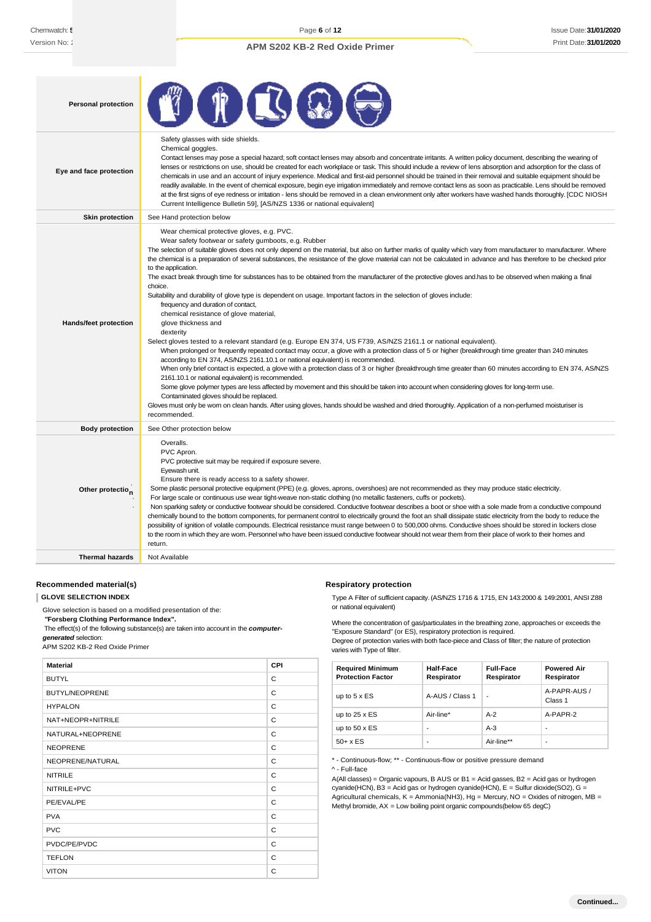| | |
|---|---|
| **Personal protection** | |
| **Eye and face protection** | Safety glasses with side shields.<br>Chemical goggles.<br>Contact lenses may pose a special hazard; soft contact lenses may absorb and concentrate irritants. A written policy document, describing the wearing of lenses or restrictions on use, should be created for each workplace or task. This should include a review of lens absorption and adsorption for the class of chemicals in use and an account of injury experience. Medical and first-aid personnel should be trained in their removal and suitable equipment should be readily available. In the event of chemical exposure, begin eye irrigation immediately and remove contact lens as soon as practicable. Lens should be removed at the first signs of eye redness or irritation - lens should be removed in a clean environment only after workers have washed hands thoroughly. [CDC NIOSH Current Intelligence Bulletin 59], [AS/NZS 1336 or national equivalent] |
| **Skin protection** | See Hand protection below |
| **Hands/feet protection** | Wear chemical protective gloves, e.g. PVC.<br>Wear safety footwear or safety gumboots, e.g. Rubber<br>The selection of suitable gloves does not only depend on the material, but also on further marks of quality which vary from manufacturer to manufacturer. Where the chemical is a preparation of several substances, the resistance of the glove material can not be calculated in advance and has therefore to be checked prior to the application.<br>The exact break through time for substances has to be obtained from the manufacturer of the protective gloves and.has to be observed when making a final choice.<br>Suitability and durability of glove type is dependent on usage. Important factors in the selection of gloves include:<br>frequency and duration of contact,<br>chemical resistance of glove material,<br>glove thickness and<br>dexterity<br>Select gloves tested to a relevant standard (e.g. Europe EN 374, US F739, AS/NZS 2161.1 or national equivalent).<br>When prolonged or frequently repeated contact may occur, a glove with a protection class of 5 or higher (breakthrough time greater than 240 minutes according to EN 374, AS/NZS 2161.10.1 or national equivalent) is recommended.<br>When only brief contact is expected, a glove with a protection class of 3 or higher (breakthrough time greater than 60 minutes according to EN 374, AS/NZS 2161.10.1 or national equivalent) is recommended.<br>Some glove polymer types are less affected by movement and this should be taken into account when considering gloves for long-term use.<br>Contaminated gloves should be replaced.<br>Gloves must only be worn on clean hands. After using gloves, hands should be washed and dried thoroughly. Application of a non-perfumed moisturiser is recommended. |
| **Body protection** | See Other protection below |
| **Other protection** | Overalls.<br>PVC Apron.<br>PVC protective suit may be required if exposure severe.<br>Eyewash unit.<br>Ensure there is ready access to a safety shower.<br>Some plastic personal protective equipment (PPE) (e.g. gloves, aprons, overshoes) are not recommended as they may produce static electricity.<br>For large scale or continuous use wear tight-weave non-static clothing (no metallic fasteners, cuffs or pockets).<br>Non sparking safety or conductive footwear should be considered. Conductive footwear describes a boot or shoe with a sole made from a conductive compound chemically bound to the bottom components, for permanent control to electrically ground the foot an shall dissipate static electricity from the body to reduce the possibility of ignition of volatile compounds. Electrical resistance must range between 0 to 500,000 ohms. Conductive shoes should be stored in lockers close to the room in which they are worn. Personnel who have been issued conductive footwear should not wear them from their place of work to their homes and return. |
| **Thermal hazards** | Not Available |

## Recommended material(s)

**GLOVE SELECTION INDEX**

Glove selection is based on a modified presentation of the:
**"Forsberg Clothing Performance Index".**
The effect(s) of the following substance(s) are taken into account in the ***computer-generated*** selection:
APM S202 KB-2 Red Oxide Primer

| Material | CPI |
|---|---|
| BUTYL | C |
| BUTYL/NEOPRENE | C |
| HYPALON | C |
| NAT+NEOPR+NITRILE | C |
| NATURAL+NEOPRENE | C |
| NEOPRENE | C |
| NEOPRENE/NATURAL | C |
| NITRILE | C |
| NITRILE+PVC | C |
| PE/EVAL/PE | C |
| PVA | C |
| PVC | C |
| PVDC/PE/PVDC | C |
| TEFLON | C |
| VITON | C |

## Respiratory protection

Type A Filter of sufficient capacity. (AS/NZS 1716 & 1715, EN 143:2000 & 149:2001, ANSI Z88 or national equivalent)

Where the concentration of gas/particulates in the breathing zone, approaches or exceeds the "Exposure Standard" (or ES), respiratory protection is required.
Degree of protection varies with both face-piece and Class of filter; the nature of protection varies with Type of filter.

| Required Minimum Protection Factor | Half-Face Respirator | Full-Face Respirator | Powered Air Respirator |
|---|---|---|---|
| up to 5 x ES | A-AUS / Class 1 | - | A-PAPR-AUS / Class 1 |
| up to 25 x ES | Air-line* | A-2 | A-PAPR-2 |
| up to 50 x ES | - | A-3 | - |
| 50+ x ES | - | Air-line** | - |

\* - Continuous-flow; ** - Continuous-flow or positive pressure demand
^ - Full-face

A(All classes) = Organic vapours, B AUS or B1 = Acid gasses, B2 = Acid gas or hydrogen cyanide(HCN), B3 = Acid gas or hydrogen cyanide(HCN), E = Sulfur dioxide($SO_2$), G = Agricultural chemicals, K = Ammonia($NH_3$), Hg = Mercury, NO = Oxides of nitrogen, MB = Methyl bromide, AX = Low boiling point organic compounds(below 65 degC)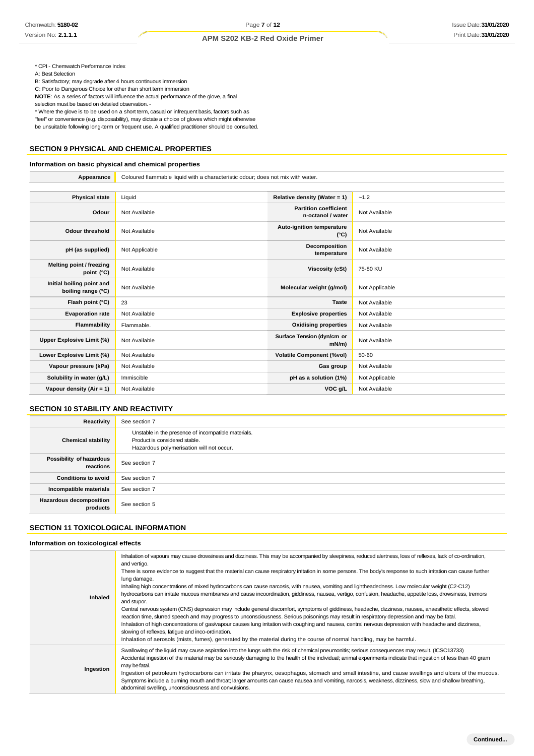* CPI - Chemwatch Performance Index

A: Best Selection

B: Satisfactory; may degrade after 4 hours continuous immersion

C: Poor to Dangerous Choice for other than short term immersion

**NOTE**: As a series of factors will influence the actual performance of the glove, a final selection must be based on detailed observation. -

* Where the glove is to be used on a short term, casual or infrequent basis, factors such as "feel" or convenience (e.g. disposability), may dictate a choice of gloves which might otherwise be unsuitable following long-term or frequent use. A qualified practitioner should be consulted.

## SECTION 9 PHYSICAL AND CHEMICAL PROPERTIES

### Information on basic physical and chemical properties

| Appearance | Coloured flammable liquid with a characteristic odour; does not mix with water. |
|---|---|

| | | | |
|---|---|---|---|
| **Physical state** | Liquid | **Relative density (Water = 1)** | ~1.2 |
| **Odour** | Not Available | **Partition coefficient n-octanol / water** | Not Available |
| **Odour threshold** | Not Available | **Auto-ignition temperature (°C)** | Not Available |
| **pH (as supplied)** | Not Applicable | **Decomposition temperature** | Not Available |
| **Melting point / freezing point (°C)** | Not Available | **Viscosity (cSt)** | 75-80 KU |
| **Initial boiling point and boiling range (°C)** | Not Available | **Molecular weight (g/mol)** | Not Applicable |
| **Flash point (°C)** | 23 | **Taste** | Not Available |
| **Evaporation rate** | Not Available | **Explosive properties** | Not Available |
| **Flammability** | Flammable. | **Oxidising properties** | Not Available |
| **Upper Explosive Limit (%)** | Not Available | **Surface Tension (dyn/cm or mN/m)** | Not Available |
| **Lower Explosive Limit (%)** | Not Available | **Volatile Component (%vol)** | 50-60 |
| **Vapour pressure (kPa)** | Not Available | **Gas group** | Not Available |
| **Solubility in water (g/L)** | Immiscible | **pH as a solution (1%)** | Not Applicable |
| **Vapour density (Air = 1)** | Not Available | **VOC g/L** | Not Available |

## SECTION 10 STABILITY AND REACTIVITY

| | |
|---|---|
| **Reactivity** | See section 7 |
| **Chemical stability** | Unstable in the presence of incompatible materials.<br>Product is considered stable.<br>Hazardous polymerisation will not occur. |
| **Possibility of hazardous reactions** | See section 7 |
| **Conditions to avoid** | See section 7 |
| **Incompatible materials** | See section 7 |
| **Hazardous decomposition products** | See section 5 |

## SECTION 11 TOXICOLOGICAL INFORMATION

### Information on toxicological effects

| | |
|---|---|
| **Inhaled** | Inhalation of vapours may cause drowsiness and dizziness. This may be accompanied by sleepiness, reduced alertness, loss of reflexes, lack of co-ordination, and vertigo.<br>There is some evidence to suggest that the material can cause respiratory irritation in some persons. The body's response to such irritation can cause further lung damage.<br>Inhaling high concentrations of mixed hydrocarbons can cause narcosis, with nausea, vomiting and lightheadedness. Low molecular weight (C2-C12) hydrocarbons can irritate mucous membranes and cause incoordination, giddiness, nausea, vertigo, confusion, headache, appetite loss, drowsiness, tremors and stupor.<br>Central nervous system (CNS) depression may include general discomfort, symptoms of giddiness, headache, dizziness, nausea, anaesthetic effects, slowed reaction time, slurred speech and may progress to unconsciousness. Serious poisonings may result in respiratory depression and may be fatal.<br>Inhalation of high concentrations of gas/vapour causes lung irritation with coughing and nausea, central nervous depression with headache and dizziness, slowing of reflexes, fatigue and inco-ordination.<br>Inhalation of aerosols (mists, fumes), generated by the material during the course of normal handling, may be harmful. |
| **Ingestion** | Swallowing of the liquid may cause aspiration into the lungs with the risk of chemical pneumonitis; serious consequences may result. (ICSC13733)<br>Accidental ingestion of the material may be seriously damaging to the health of the individual; animal experiments indicate that ingestion of less than 40 gram may be fatal.<br>Ingestion of petroleum hydrocarbons can irritate the pharynx, oesophagus, stomach and small intestine, and cause swellings and ulcers of the mucous. Symptoms include a burning mouth and throat; larger amounts can cause nausea and vomiting, narcosis, weakness, dizziness, slow and shallow breathing, abdominal swelling, unconsciousness and convulsions. |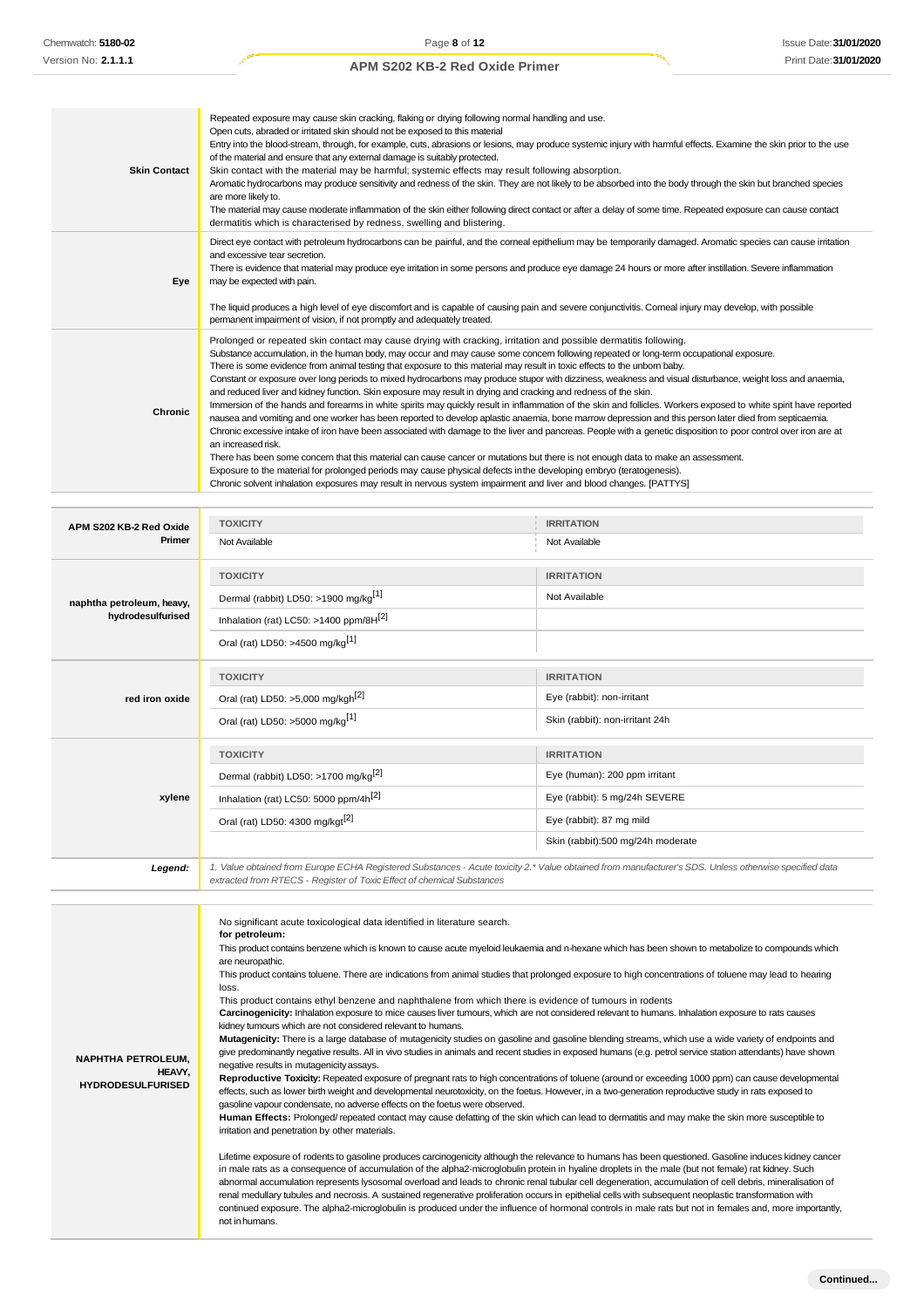| | |
|---|---|
| **Skin Contact** | Repeated exposure may cause skin cracking, flaking or drying following normal handling and use.<br>Open cuts, abraded or irritated skin should not be exposed to this material<br>Entry into the blood-stream, through, for example, cuts, abrasions or lesions, may produce systemic injury with harmful effects. Examine the skin prior to the use of the material and ensure that any external damage is suitably protected.<br>Skin contact with the material may be harmful; systemic effects may result following absorption.<br>Aromatic hydrocarbons may produce sensitivity and redness of the skin. They are not likely to be absorbed into the body through the skin but branched species are more likely to.<br>The material may cause moderate inflammation of the skin either following direct contact or after a delay of some time. Repeated exposure can cause contact dermatitis which is characterised by redness, swelling and blistering. |
| **Eye** | Direct eye contact with petroleum hydrocarbons can be painful, and the corneal epithelium may be temporarily damaged. Aromatic species can cause irritation and excessive tear secretion.<br>There is evidence that material may produce eye irritation in some persons and produce eye damage 24 hours or more after instillation. Severe inflammation may be expected with pain.<br><br>The liquid produces a high level of eye discomfort and is capable of causing pain and severe conjunctivitis. Corneal injury may develop, with possible permanent impairment of vision, if not promptly and adequately treated. |
| **Chronic** | Prolonged or repeated skin contact may cause drying with cracking, irritation and possible dermatitis following.<br>Substance accumulation, in the human body, may occur and may cause some concern following repeated or long-term occupational exposure.<br>There is some evidence from animal testing that exposure to this material may result in toxic effects to the unborn baby.<br>Constant or exposure over long periods to mixed hydrocarbons may produce stupor with dizziness, weakness and visual disturbance, weight loss and anaemia, and reduced liver and kidney function. Skin exposure may result in drying and cracking and redness of the skin.<br>Immersion of the hands and forearms in white spirits may quickly result in inflammation of the skin and follicles. Workers exposed to white spirit have reported nausea and vomiting and one worker has been reported to develop aplastic anaemia, bone marrow depression and this person later died from septicaemia.<br>Chronic excessive intake of iron have been associated with damage to the liver and pancreas. People with a genetic disposition to poor control over iron are at an increased risk.<br>There has been some concern that this material can cause cancer or mutations but there is not enough data to make an assessment.<br>Exposure to the material for prolonged periods may cause physical defects in the developing embryo (teratogenesis).<br>Chronic solvent inhalation exposures may result in nervous system impairment and liver and blood changes. [PATTYS] |

| | TOXICITY | IRRITATION |
|---|---|---|
| **APM S202 KB-2 Red Oxide Primer** | Not Available | Not Available |
| **naphtha petroleum, heavy, hydrodesulfurised** | Dermal (rabbit) LD50: >1900 mg/kg[1] | Not Available |
| | Inhalation (rat) LC50: >1400 ppm/8H[2] | |
| | Oral (rat) LD50: >4500 mg/kg[1] | |
| **red iron oxide** | Oral (rat) LD50: >5,000 mg/kgh[2] | Eye (rabbit): non-irritant |
| | Oral (rat) LD50: >5000 mg/kg[1] | Skin (rabbit): non-irritant 24h |
| **xylene** | Dermal (rabbit) LD50: >1700 mg/kg[2] | Eye (human): 200 ppm irritant |
| | Inhalation (rat) LC50: 5000 ppm/4h[2] | Eye (rabbit): 5 mg/24h SEVERE |
| | Oral (rat) LD50: 4300 mg/kgt[2] | Eye (rabbit): 87 mg mild |
| | | Skin (rabbit):500 mg/24h moderate |
| ***Legend:*** | *1. Value obtained from Europe ECHA Registered Substances - Acute toxicity 2.\* Value obtained from manufacturer's SDS. Unless otherwise specified data extracted from RTECS - Register of Toxic Effect of chemical Substances* | |

| | |
|---|---|
| **NAPHTHA PETROLEUM, HEAVY, HYDRODESULFURISED** | No significant acute toxicological data identified in literature search.<br>**for petroleum:**<br>This product contains benzene which is known to cause acute myeloid leukaemia and n-hexane which has been shown to metabolize to compounds which are neuropathic.<br>This product contains toluene. There are indications from animal studies that prolonged exposure to high concentrations of toluene may lead to hearing loss.<br>This product contains ethyl benzene and naphthalene from which there is evidence of tumours in rodents<br>**Carcinogenicity:** Inhalation exposure to mice causes liver tumours, which are not considered relevant to humans. Inhalation exposure to rats causes kidney tumours which are not considered relevant to humans.<br>**Mutagenicity:** There is a large database of mutagenicity studies on gasoline and gasoline blending streams, which use a wide variety of endpoints and give predominantly negative results. All in vivo studies in animals and recent studies in exposed humans (e.g. petrol service station attendants) have shown negative results in mutagenicity assays.<br>**Reproductive Toxicity:** Repeated exposure of pregnant rats to high concentrations of toluene (around or exceeding 1000 ppm) can cause developmental effects, such as lower birth weight and developmental neurotoxicity, on the foetus. However, in a two-generation reproductive study in rats exposed to gasoline vapour condensate, no adverse effects on the foetus were observed.<br>**Human Effects:** Prolonged/ repeated contact may cause defatting of the skin which can lead to dermatitis and may make the skin more susceptible to irritation and penetration by other materials.<br><br>Lifetime exposure of rodents to gasoline produces carcinogenicity although the relevance to humans has been questioned. Gasoline induces kidney cancer in male rats as a consequence of accumulation of the alpha2-microglobulin protein in hyaline droplets in the male (but not female) rat kidney. Such abnormal accumulation represents lysosomal overload and leads to chronic renal tubular cell degeneration, accumulation of cell debris, mineralisation of renal medullary tubules and necrosis. A sustained regenerative proliferation occurs in epithelial cells with subsequent neoplastic transformation with continued exposure. The alpha2-microglobulin is produced under the influence of hormonal controls in male rats but not in females and, more importantly, not in humans. |

**Continued...**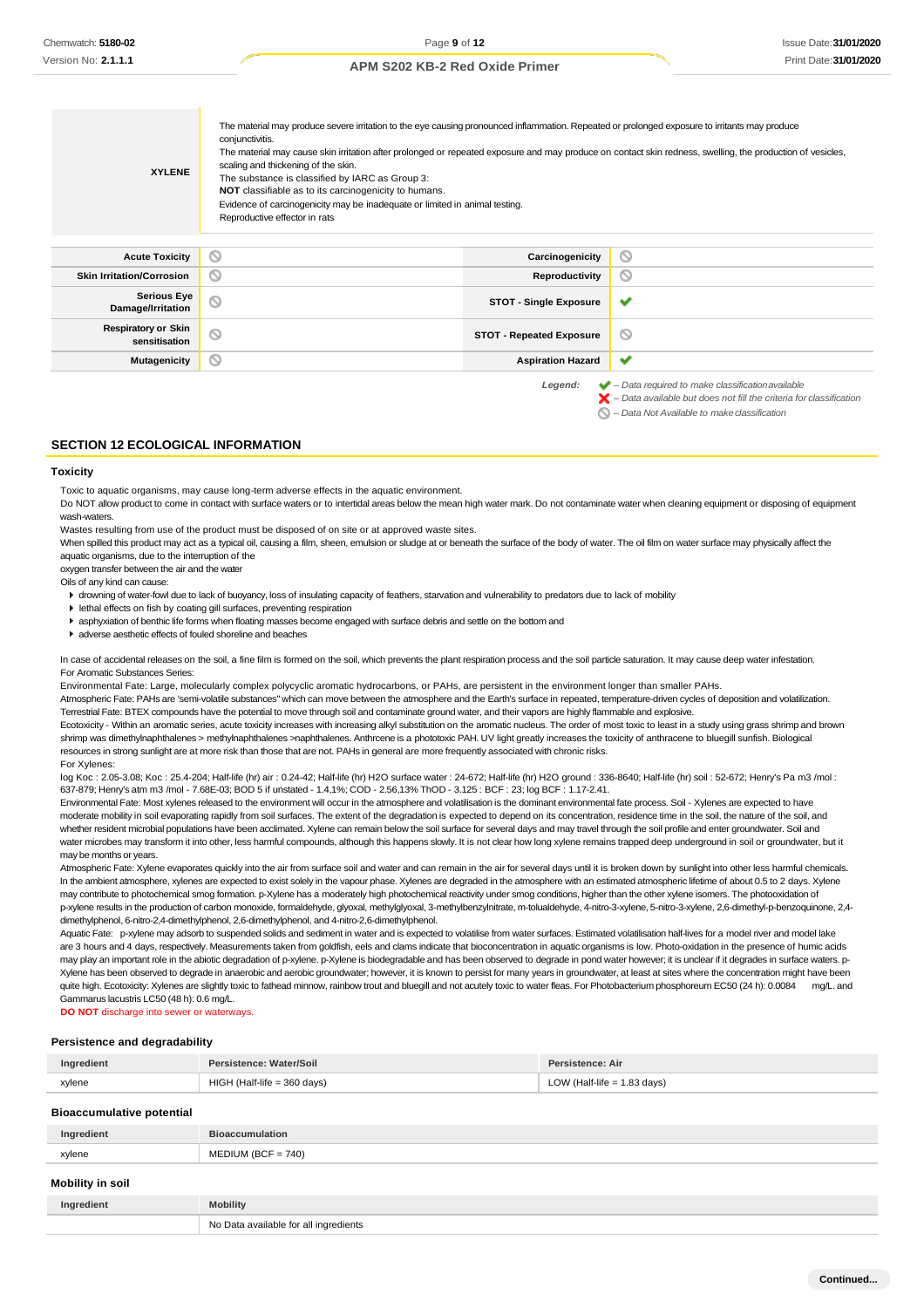| | |
|---|---|
| **XYLENE** | The material may produce severe irritation to the eye causing pronounced inflammation. Repeated or prolonged exposure to irritants may produce conjunctivitis.<br>The material may cause skin irritation after prolonged or repeated exposure and may produce on contact skin redness, swelling, the production of vesicles, scaling and thickening of the skin.<br>The substance is classified by IARC as Group 3:<br>**NOT** classifiable as to its carcinogenicity to humans.<br>Evidence of carcinogenicity may be inadequate or limited in animal testing.<br>Reproductive effector in rats |

| | | | |
|---|---|---|---|
| **Acute Toxicity** | ⃠ | **Carcinogenicity** | ⃠ |
| **Skin Irritation/Corrosion** | ⃠ | **Reproductivity** | ⃠ |
| **Serious Eye Damage/Irritation** | ⃠ | **STOT - Single Exposure** | ✔ |
| **Respiratory or Skin sensitisation** | ⃠ | **STOT - Repeated Exposure** | ⃠ |
| **Mutagenicity** | ⃠ | **Aspiration Hazard** | ✔ |

*Legend:* ✔ – *Data required to make classification available*
✘ – *Data available but does not fill the criteria for classification*
⃠ – *Data Not Available to make classification*

## SECTION 12 ECOLOGICAL INFORMATION

### Toxicity

Toxic to aquatic organisms, may cause long-term adverse effects in the aquatic environment.
Do NOT allow product to come in contact with surface waters or to intertidal areas below the mean high water mark. Do not contaminate water when cleaning equipment or disposing of equipment wash-waters.
Wastes resulting from use of the product must be disposed of on site or at approved waste sites.
When spilled this product may act as a typical oil, causing a film, sheen, emulsion or sludge at or beneath the surface of the body of water. The oil film on water surface may physically affect the aquatic organisms, due to the interruption of the
oxygen transfer between the air and the water
Oils of any kind can cause:

- drowning of water-fowl due to lack of buoyancy, loss of insulating capacity of feathers, starvation and vulnerability to predators due to lack of mobility
- lethal effects on fish by coating gill surfaces, preventing respiration
- asphyxiation of benthic life forms when floating masses become engaged with surface debris and settle on the bottom and
- adverse aesthetic effects of fouled shoreline and beaches

In case of accidental releases on the soil, a fine film is formed on the soil, which prevents the plant respiration process and the soil particle saturation. It may cause deep water infestation.
For Aromatic Substances Series:
Environmental Fate: Large, molecularly complex polycyclic aromatic hydrocarbons, or PAHs, are persistent in the environment longer than smaller PAHs.
Atmospheric Fate: PAHs are 'semi-volatile substances" which can move between the atmosphere and the Earth's surface in repeated, temperature-driven cycles of deposition and volatilization.
Terrestrial Fate: BTEX compounds have the potential to move through soil and contaminate ground water, and their vapors are highly flammable and explosive.
Ecotoxicity - Within an aromatic series, acute toxicity increases with increasing alkyl substitution on the aromatic nucleus. The order of most toxic to least in a study using grass shrimp and brown shrimp was dimethylnaphthalenes > methylnaphthalenes >naphthalenes. Anthrcene is a phototoxic PAH. UV light greatly increases the toxicity of anthracene to bluegill sunfish. Biological resources in strong sunlight are at more risk than those that are not. PAHs in general are more frequently associated with chronic risks.
For Xylenes:
log Koc : 2.05-3.08; Koc : 25.4-204; Half-life (hr) air : 0.24-42; Half-life (hr) H2O surface water : 24-672; Half-life (hr) H2O ground : 336-8640; Half-life (hr) soil : 52-672; Henry's Pa m3 /mol : 637-879; Henry's atm m3 /mol - 7.68E-03; BOD 5 if unstated - 1.4,1%; COD - 2.56,13% ThOD - 3.125 : BCF : 23; log BCF : 1.17-2.41.
Environmental Fate: Most xylenes released to the environment will occur in the atmosphere and volatilisation is the dominant environmental fate process. Soil - Xylenes are expected to have moderate mobility in soil evaporating rapidly from soil surfaces. The extent of the degradation is expected to depend on its concentration, residence time in the soil, the nature of the soil, and whether resident microbial populations have been acclimated. Xylene can remain below the soil surface for several days and may travel through the soil profile and enter groundwater. Soil and water microbes may transform it into other, less harmful compounds, although this happens slowly. It is not clear how long xylene remains trapped deep underground in soil or groundwater, but it may be months or years.
Atmospheric Fate: Xylene evaporates quickly into the air from surface soil and water and can remain in the air for several days until it is broken down by sunlight into other less harmful chemicals. In the ambient atmosphere, xylenes are expected to exist solely in the vapour phase. Xylenes are degraded in the atmosphere with an estimated atmospheric lifetime of about 0.5 to 2 days. Xylene may contribute to photochemical smog formation. p-Xylene has a moderately high photochemical reactivity under smog conditions, higher than the other xylene isomers. The photooxidation of p-xylene results in the production of carbon monoxide, formaldehyde, glyoxal, methylglyoxal, 3-methylbenzylnitrate, m-tolualdehyde, 4-nitro-3-xylene, 5-nitro-3-xylene, 2,6-dimethyl-p-benzoquinone, 2,4-dimethylphenol, 6-nitro-2,4-dimethylphenol, 2,6-dimethylphenol, and 4-nitro-2,6-dimethylphenol.
Aquatic Fate: p-xylene may adsorb to suspended solids and sediment in water and is expected to volatilise from water surfaces. Estimated volatilisation half-lives for a model river and model lake are 3 hours and 4 days, respectively. Measurements taken from goldfish, eels and clams indicate that bioconcentration in aquatic organisms is low. Photo-oxidation in the presence of humic acids may play an important role in the abiotic degradation of p-xylene. p-Xylene is biodegradable and has been observed to degrade in pond water however; it is unclear if it degrades in surface waters. p-Xylene has been observed to degrade in anaerobic and aerobic groundwater; however, it is known to persist for many years in groundwater, at least at sites where the concentration might have been quite high. Ecotoxicity: Xylenes are slightly toxic to fathead minnow, rainbow trout and bluegill and not acutely toxic to water fleas. For Photobacterium phosphoreum EC50 (24 h): 0.0084 mg/L. and Gammarus lacustris LC50 (48 h): 0.6 mg/L.
**DO NOT** discharge into sewer or waterways.

### Persistence and degradability

| Ingredient | Persistence: Water/Soil | Persistence: Air |
|---|---|---|
| xylene | HIGH (Half-life = 360 days) | LOW (Half-life = 1.83 days) |

### Bioaccumulative potential

| Ingredient | Bioaccumulation |
|---|---|
| xylene | MEDIUM (BCF = 740) |

### Mobility in soil

| Ingredient | Mobility |
|---|---|
| | No Data available for all ingredients |

Continued...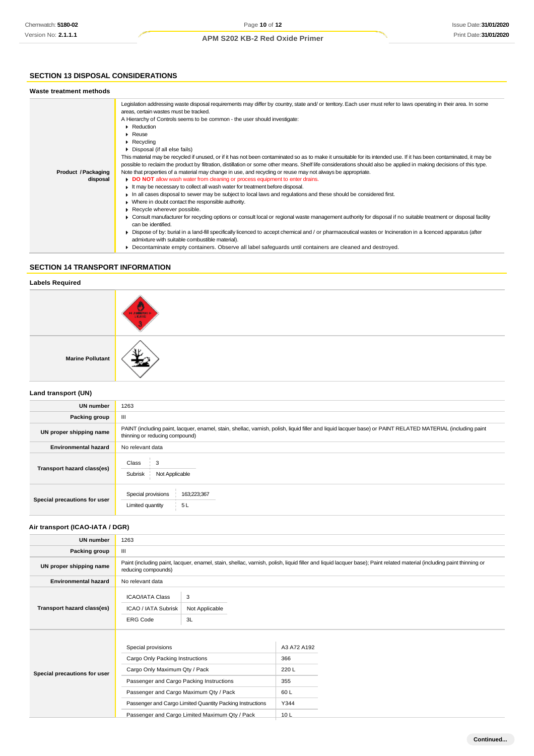## SECTION 13 DISPOSAL CONSIDERATIONS

### Waste treatment methods

| | |
|---|---|
| **Product / Packaging disposal** | Legislation addressing waste disposal requirements may differ by country, state and/ or territory. Each user must refer to laws operating in their area. In some areas, certain wastes must be tracked.<br>A Hierarchy of Controls seems to be common - the user should investigate:<br>▶ Reduction<br>▶ Reuse<br>▶ Recycling<br>▶ Disposal (if all else fails)<br>This material may be recycled if unused, or if it has not been contaminated so as to make it unsuitable for its intended use. If it has been contaminated, it may be possible to reclaim the product by filtration, distillation or some other means. Shelf life considerations should also be applied in making decisions of this type. Note that properties of a material may change in use, and recycling or reuse may not always be appropriate.<br>▶ **DO NOT** allow wash water from cleaning or process equipment to enter drains.<br>▶ It may be necessary to collect all wash water for treatment before disposal.<br>▶ In all cases disposal to sewer may be subject to local laws and regulations and these should be considered first.<br>▶ Where in doubt contact the responsible authority.<br>▶ Recycle wherever possible.<br>▶ Consult manufacturer for recycling options or consult local or regional waste management authority for disposal if no suitable treatment or disposal facility can be identified.<br>▶ Dispose of by: burial in a land-fill specifically licenced to accept chemical and / or pharmaceutical wastes or Incineration in a licenced apparatus (after admixture with suitable combustible material).<br>▶ Decontaminate empty containers. Observe all label safeguards until containers are cleaned and destroyed. |

## SECTION 14 TRANSPORT INFORMATION

### Labels Required

| | |
|---|---|
| | FLAMMABLE LIQUID 3 |
| **Marine Pollutant** | |

### Land transport (UN)

| | |
|---|---|
| **UN number** | 1263 |
| **Packing group** | III |
| **UN proper shipping name** | PAINT (including paint, lacquer, enamel, stain, shellac, varnish, polish, liquid filler and liquid lacquer base) or PAINT RELATED MATERIAL (including paint thinning or reducing compound) |
| **Environmental hazard** | No relevant data |
| **Transport hazard class(es)** | Class: 3<br>Subrisk: Not Applicable |
| **Special precautions for user** | Special provisions: 163;223;367<br>Limited quantity: 5 L |

### Air transport (ICAO-IATA / DGR)

| | |
|---|---|
| **UN number** | 1263 |
| **Packing group** | III |
| **UN proper shipping name** | Paint (including paint, lacquer, enamel, stain, shellac, varnish, polish, liquid filler and liquid lacquer base); Paint related material (including paint thinning or reducing compounds) |
| **Environmental hazard** | No relevant data |
| **Transport hazard class(es)** | ICAO/IATA Class: 3<br>ICAO / IATA Subrisk: Not Applicable<br>ERG Code: 3L |
| **Special precautions for user** | Special provisions: A3 A72 A192<br>Cargo Only Packing Instructions: 366<br>Cargo Only Maximum Qty / Pack: 220 L<br>Passenger and Cargo Packing Instructions: 355<br>Passenger and Cargo Maximum Qty / Pack: 60 L<br>Passenger and Cargo Limited Quantity Packing Instructions: Y344<br>Passenger and Cargo Limited Maximum Qty / Pack: 10 L |

Continued...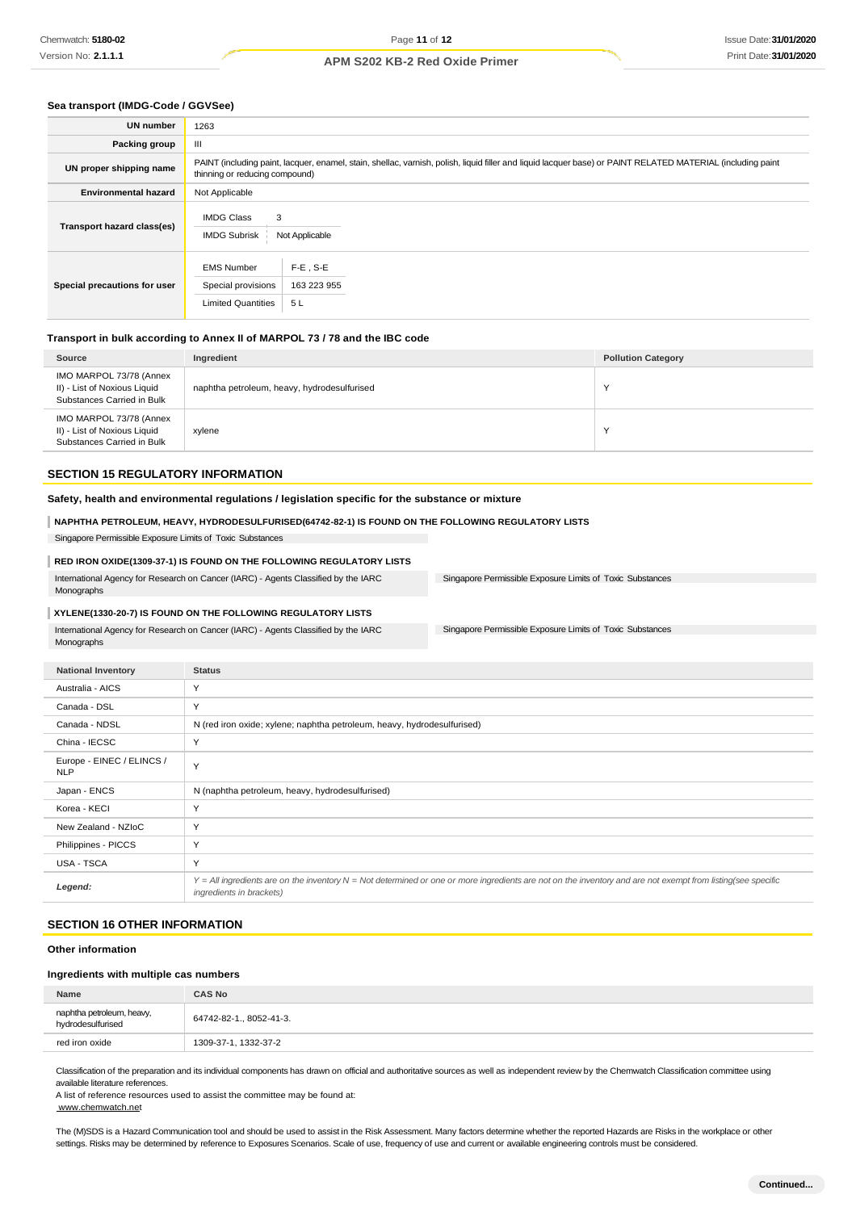### Sea transport (IMDG-Code / GGVSee)

| | |
|---|---|
| **UN number** | 1263 |
| **Packing group** | III |
| **UN proper shipping name** | PAINT (including paint, lacquer, enamel, stain, shellac, varnish, polish, liquid filler and liquid lacquer base) or PAINT RELATED MATERIAL (including paint thinning or reducing compound) |
| **Environmental hazard** | Not Applicable |
| **Transport hazard class(es)** | IMDG Class: 3<br>IMDG Subrisk: Not Applicable |
| **Special precautions for user** | EMS Number: F-E , S-E<br>Special provisions: 163 223 955<br>Limited Quantities: 5 L |

### Transport in bulk according to Annex II of MARPOL 73 / 78 and the IBC code

| Source | Ingredient | Pollution Category |
|---|---|---|
| IMO MARPOL 73/78 (Annex II) - List of Noxious Liquid Substances Carried in Bulk | naphtha petroleum, heavy, hydrodesulfurised | Y |
| IMO MARPOL 73/78 (Annex II) - List of Noxious Liquid Substances Carried in Bulk | xylene | Y |

## SECTION 15 REGULATORY INFORMATION

### Safety, health and environmental regulations / legislation specific for the substance or mixture

**NAPHTHA PETROLEUM, HEAVY, HYDRODESULFURISED(64742-82-1) IS FOUND ON THE FOLLOWING REGULATORY LISTS**

Singapore Permissible Exposure Limits of Toxic Substances

**RED IRON OXIDE(1309-37-1) IS FOUND ON THE FOLLOWING REGULATORY LISTS**

International Agency for Research on Cancer (IARC) - Agents Classified by the IARC Monographs

Singapore Permissible Exposure Limits of Toxic Substances

**XYLENE(1330-20-7) IS FOUND ON THE FOLLOWING REGULATORY LISTS**

International Agency for Research on Cancer (IARC) - Agents Classified by the IARC Monographs

Singapore Permissible Exposure Limits of Toxic Substances

| National Inventory | Status |
|---|---|
| Australia - AICS | Y |
| Canada - DSL | Y |
| Canada - NDSL | N (red iron oxide; xylene; naphtha petroleum, heavy, hydrodesulfurised) |
| China - IECSC | Y |
| Europe - EINEC / ELINCS / NLP | Y |
| Japan - ENCS | N (naphtha petroleum, heavy, hydrodesulfurised) |
| Korea - KECI | Y |
| New Zealand - NZIoC | Y |
| Philippines - PICCS | Y |
| USA - TSCA | Y |
| *Legend:* | *Y = All ingredients are on the inventory N = Not determined or one or more ingredients are not on the inventory and are not exempt from listing(see specific ingredients in brackets)* |

## SECTION 16 OTHER INFORMATION

### Other information

### Ingredients with multiple cas numbers

| Name | CAS No |
|---|---|
| naphtha petroleum, heavy, hydrodesulfurised | 64742-82-1., 8052-41-3. |
| red iron oxide | 1309-37-1, 1332-37-2 |

Classification of the preparation and its individual components has drawn on official and authoritative sources as well as independent review by the Chemwatch Classification committee using available literature references.

A list of reference resources used to assist the committee may be found at:
www.chemwatch.net

The (M)SDS is a Hazard Communication tool and should be used to assist in the Risk Assessment. Many factors determine whether the reported Hazards are Risks in the workplace or other settings. Risks may be determined by reference to Exposures Scenarios. Scale of use, frequency of use and current or available engineering controls must be considered.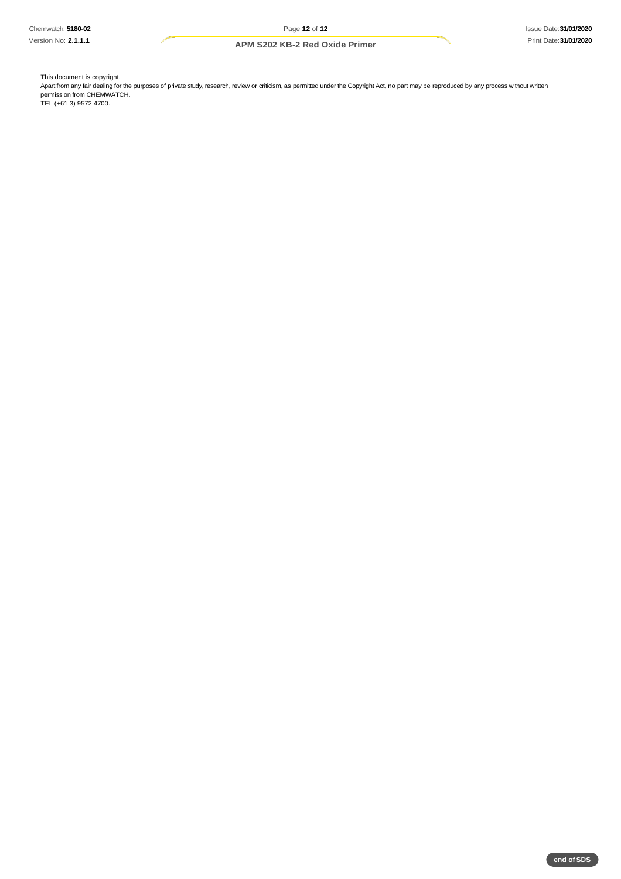This document is copyright.
Apart from any fair dealing for the purposes of private study, research, review or criticism, as permitted under the Copyright Act, no part may be reproduced by any process without written permission from CHEMWATCH.
TEL (+61 3) 9572 4700.

**end of SDS**